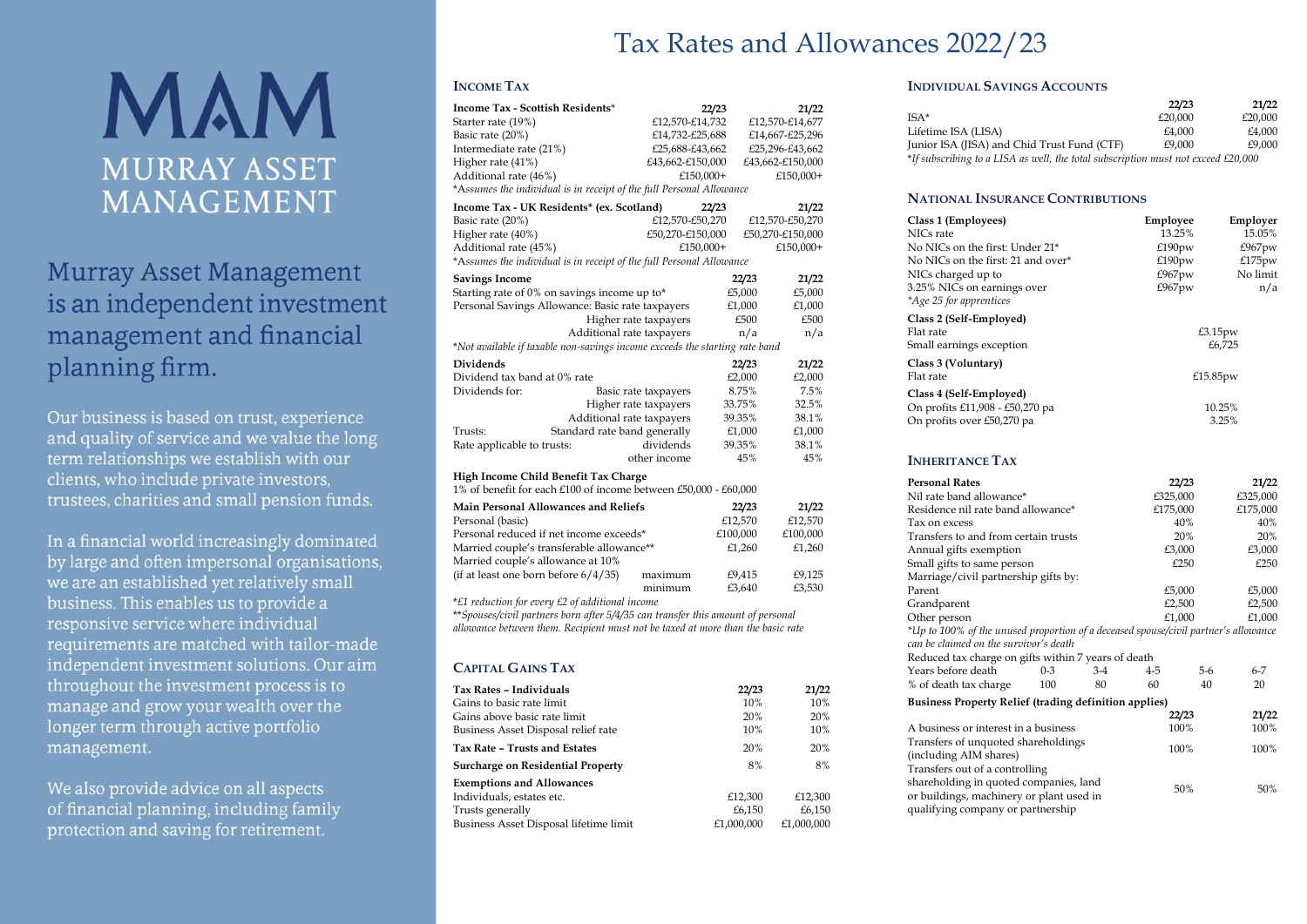# MAM

## MURRAY ASSET MANAGEMENT

Murray Asset Management is an independent investment management and financial planning firm.

Our business is based on trust, experience and quality of service and we value the long term relationships we establish with our clients, who include private investors, trustees, charities and small pension funds.

In a financial world increasingly dominated by large and often impersonal organisations, we are an established yet relatively small business. This enables us to provide a responsive service where individual requirements are matched with tailor-made independent investment solutions. Our aim throughout the investment process is to manage and grow your wealth over the longer term through active portfolio management.

We also provide advice on all aspects of financial planning, including family protection and saving for retirement.

# Tax Rates and Allowances 2022/23

## Income Tax

| Income Tax - Scottish Residents* | 22/23 | 21/22 |
|---|---|---|
| Starter rate (19%) | £12,570-£14,732 | £12,570-£14,677 |
| Basic rate (20%) | £14,732-£25,688 | £14,667-£25,296 |
| Intermediate rate (21%) | £25,688-£43,662 | £25,296-£43,662 |
| Higher rate (41%) | £43,662-£150,000 | £43,662-£150,000 |
| Additional rate (46%) | £150,000+ | £150,000+ |

*Assumes the individual is in receipt of the full Personal Allowance*

| Income Tax - UK Residents* (ex. Scotland) | 22/23 | 21/22 |
|---|---|---|
| Basic rate (20%) | £12,570-£50,270 | £12,570-£50,270 |
| Higher rate (40%) | £50,270-£150,000 | £50,270-£150,000 |
| Additional rate (45%) | £150,000+ | £150,000+ |

*Assumes the individual is in receipt of the full Personal Allowance*

| Savings Income | 22/23 | 21/22 |
|---|---|---|
| Starting rate of 0% on savings income up to* | £5,000 | £5,000 |
| Personal Savings Allowance: Basic rate taxpayers | £1,000 | £1,000 |
| Higher rate taxpayers | £500 | £500 |
| Additional rate taxpayers | n/a | n/a |

*Not available if taxable non-savings income exceeds the starting rate band

| Dividends | 22/23 | 21/22 |
|---|---|---|
| Dividend tax band at 0% rate | £2,000 | £2,000 |
| Dividends for: Basic rate taxpayers | 8.75% | 7.5% |
| Higher rate taxpayers | 33.75% | 32.5% |
| Additional rate taxpayers | 39.35% | 38.1% |
| Trusts: Standard rate band generally | £1,000 | £1,000 |
| Rate applicable to trusts: dividends | 39.35% | 38.1% |
| other income | 45% | 45% |

**High Income Child Benefit Tax Charge**

1% of benefit for each £100 of income between £50,000 - £60,000

| Main Personal Allowances and Reliefs | 22/23 | 21/22 |
|---|---|---|
| Personal (basic) | £12,570 | £12,570 |
| Personal reduced if net income exceeds* | £100,000 | £100,000 |
| Married couple's transferable allowance** | £1,260 | £1,260 |
| Married couple's allowance at 10% (if at least one born before 6/4/35) maximum | £9,415 | £9,125 |
| minimum | £3,640 | £3,530 |

*£1 reduction for every £2 of additional income*

*\*\*Spouses/civil partners born after 5/4/35 can transfer this amount of personal allowance between them. Recipient must not be taxed at more than the basic rate*

## Capital Gains Tax

| Tax Rates – Individuals | 22/23 | 21/22 |
|---|---|---|
| Gains to basic rate limit | 10% | 10% |
| Gains above basic rate limit | 20% | 20% |
| Business Asset Disposal relief rate | 10% | 10% |
| **Tax Rate – Trusts and Estates** | 20% | 20% |
| **Surcharge on Residential Property** | 8% | 8% |
| **Exemptions and Allowances** | | |
| Individuals, estates etc. | £12,300 | £12,300 |
| Trusts generally | £6,150 | £6,150 |
| Business Asset Disposal lifetime limit | £1,000,000 | £1,000,000 |

## Individual Savings Accounts

| | 22/23 | 21/22 |
|---|---|---|
| ISA* | £20,000 | £20,000 |
| Lifetime ISA (LISA) | £4,000 | £4,000 |
| Junior ISA (JISA) and Chid Trust Fund (CTF) | £9,000 | £9,000 |

*If subscribing to a LISA as well, the total subscription must not exceed £20,000

## National Insurance Contributions

| Class 1 (Employees) | Employee | Employer |
|---|---|---|
| NICs rate | 13.25% | 15.05% |
| No NICs on the first: Under 21* | £190pw | £967pw |
| No NICs on the first: 21 and over* | £190pw | £175pw |
| NICs charged up to | £967pw | No limit |
| 3.25% NICs on earnings over | £967pw | n/a |

*Age 25 for apprentices

| Class 2 (Self-Employed) | |
|---|---|
| Flat rate | £3.15pw |
| Small earnings exception | £6,725 |
| **Class 3 (Voluntary)** | |
| Flat rate | £15.85pw |
| **Class 4 (Self-Employed)** | |
| On profits £11,908 - £50,270 pa | 10.25% |
| On profits over £50,270 pa | 3.25% |

## Inheritance Tax

| Personal Rates | 22/23 | 21/22 |
|---|---|---|
| Nil rate band allowance* | £325,000 | £325,000 |
| Residence nil rate band allowance* | £175,000 | £175,000 |
| Tax on excess | 40% | 40% |
| Transfers to and from certain trusts | 20% | 20% |
| Annual gifts exemption | £3,000 | £3,000 |
| Small gifts to same person | £250 | £250 |
| Marriage/civil partnership gifts by: | | |
| Parent | £5,000 | £5,000 |
| Grandparent | £2,500 | £2,500 |
| Other person | £1,000 | £1,000 |

*Up to 100% of the unused proportion of a deceased spouse/civil partner's allowance can be claimed on the survivor's death

Reduced tax charge on gifts within 7 years of death

| Years before death | 0-3 | 3-4 | 4-5 | 5-6 | 6-7 |
|---|---|---|---|---|---|
| % of death tax charge | 100 | 80 | 60 | 40 | 20 |

**Business Property Relief (trading definition applies)**

| | 22/23 | 21/22 |
|---|---|---|
| A business or interest in a business | 100% | 100% |
| Transfers of unquoted shareholdings (including AIM shares) | 100% | 100% |
| Transfers out of a controlling shareholding in quoted companies, land or buildings, machinery or plant used in qualifying company or partnership | 50% | 50% |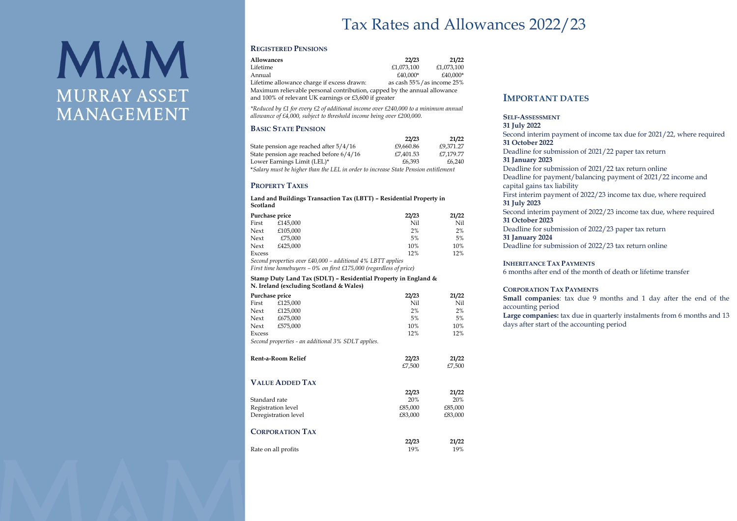# MAM

MURRAY ASSET MANAGEMENT

# Tax Rates and Allowances 2022/23

## Registered Pensions

| Allowances | 22/23 | 21/22 |
|---|---|---|
| Lifetime | £1,073,100 | £1,073,100 |
| Annual | £40,000* | £40,000* |
| Lifetime allowance charge if excess drawn: | as cash 55%/as income 25% | |

Maximum relievable personal contribution, capped by the annual allowance and 100% of relevant UK earnings or £3,600 if greater

*\*Reduced by £1 for every £2 of additional income over £240,000 to a minimum annual allowance of £4,000, subject to threshold income being over £200,000.*

## Basic State Pension

| | 22/23 | 21/22 |
|---|---|---|
| State pension age reached after 5/4/16 | £9,660.86 | £9,371.27 |
| State pension age reached before 6/4/16 | £7,401.53 | £7,179.77 |
| Lower Earnings Limit (LEL)* | £6,393 | £6,240 |

*\*Salary must be higher than the LEL in order to increase State Pension entitlement*

## Property Taxes

**Land and Buildings Transaction Tax (LBTT) – Residential Property in Scotland**

| Purchase price | | 22/23 | 21/22 |
|---|---|---|---|
| First | £145,000 | Nil | Nil |
| Next | £105,000 | 2% | 2% |
| Next | £75,000 | 5% | 5% |
| Next | £425,000 | 10% | 10% |
| Excess | | 12% | 12% |

*Second properties over £40,000 – additional 4% LBTT applies*
*First time homebuyers – 0% on first £175,000 (regardless of price)*

**Stamp Duty Land Tax (SDLT) – Residential Property in England & N. Ireland (excluding Scotland & Wales)**

| Purchase price | | 22/23 | 21/22 |
|---|---|---|---|
| First | £125,000 | Nil | Nil |
| Next | £125,000 | 2% | 2% |
| Next | £675,000 | 5% | 5% |
| Next | £575,000 | 10% | 10% |
| Excess | | 12% | 12% |

*Second properties - an additional 3% SDLT applies.*

| Rent-a-Room Relief | 22/23 | 21/22 |
|---|---|---|
| | £7,500 | £7,500 |

## Value Added Tax

| | 22/23 | 21/22 |
|---|---|---|
| Standard rate | 20% | 20% |
| Registration level | £85,000 | £85,000 |
| Deregistration level | £83,000 | £83,000 |

## Corporation Tax

| | 22/23 | 21/22 |
|---|---|---|
| Rate on all profits | 19% | 19% |

## Important Dates

### Self-Assessment

**31 July 2022**
Second interim payment of income tax due for 2021/22, where required

**31 October 2022**
Deadline for submission of 2021/22 paper tax return

**31 January 2023**
Deadline for submission of 2021/22 tax return online
Deadline for payment/balancing payment of 2021/22 income and capital gains tax liability
First interim payment of 2022/23 income tax due, where required

**31 July 2023**
Second interim payment of 2022/23 income tax due, where required

**31 October 2023**
Deadline for submission of 2022/23 paper tax return

**31 January 2024**
Deadline for submission of 2022/23 tax return online

### Inheritance Tax Payments

6 months after end of the month of death or lifetime transfer

### Corporation Tax Payments

**Small companies**: tax due 9 months and 1 day after the end of the accounting period

**Large companies:** tax due in quarterly instalments from 6 months and 13 days after start of the accounting period